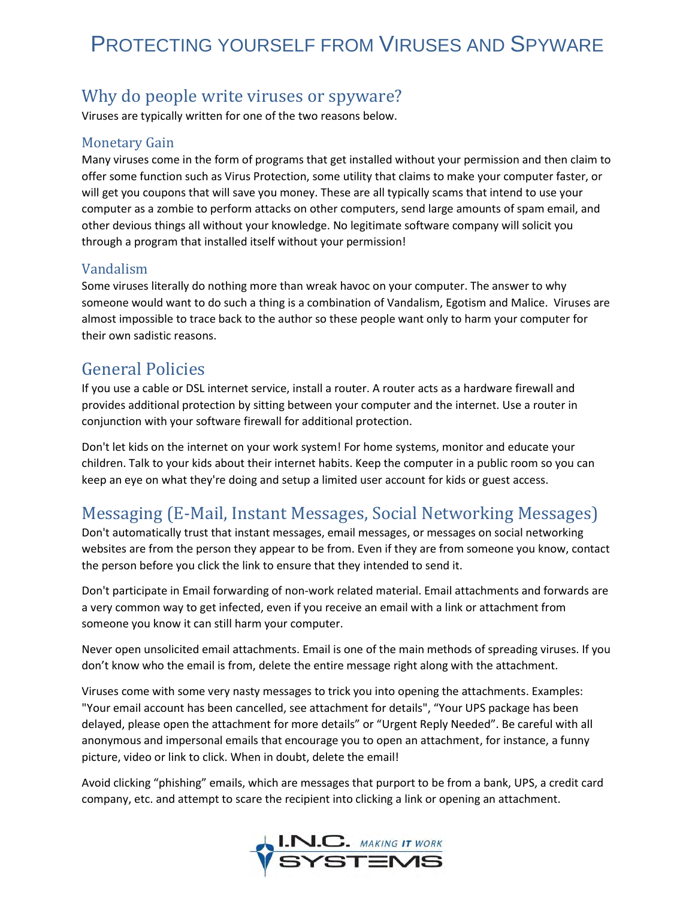# PROTECTING YOURSELF FROM VIRUSES AND SPYWARE

## Why do people write viruses or spyware?

Viruses are typically written for one of the two reasons below.

### Monetary Gain

Many viruses come in the form of programs that get installed without your permission and then claim to offer some function such as Virus Protection, some utility that claims to make your computer faster, or will get you coupons that will save you money. These are all typically scams that intend to use your computer as a zombie to perform attacks on other computers, send large amounts of spam email, and other devious things all without your knowledge. No legitimate software company will solicit you through a program that installed itself without your permission!

### Vandalism

Some viruses literally do nothing more than wreak havoc on your computer. The answer to why someone would want to do such a thing is a combination of Vandalism, Egotism and Malice. Viruses are almost impossible to trace back to the author so these people want only to harm your computer for their own sadistic reasons.

## General Policies

If you use a cable or DSL internet service, install a router. A router acts as a hardware firewall and provides additional protection by sitting between your computer and the internet. Use a router in conjunction with your software firewall for additional protection.

Don't let kids on the internet on your work system! For home systems, monitor and educate your children. Talk to your kids about their internet habits. Keep the computer in a public room so you can keep an eye on what they're doing and setup a limited user account for kids or guest access.

## Messaging (E-Mail, Instant Messages, Social Networking Messages)

Don't automatically trust that instant messages, email messages, or messages on social networking websites are from the person they appear to be from. Even if they are from someone you know, contact the person before you click the link to ensure that they intended to send it.

Don't participate in Email forwarding of non-work related material. Email attachments and forwards are a very common way to get infected, even if you receive an email with a link or attachment from someone you know it can still harm your computer.

Never open unsolicited email attachments. Email is one of the main methods of spreading viruses. If you don't know who the email is from, delete the entire message right along with the attachment.

Viruses come with some very nasty messages to trick you into opening the attachments. Examples: "Your email account has been cancelled, see attachment for details", "Your UPS package has been delayed, please open the attachment for more details" or "Urgent Reply Needed". Be careful with all anonymous and impersonal emails that encourage you to open an attachment, for instance, a funny picture, video or link to click. When in doubt, delete the email!

Avoid clicking "phishing" emails, which are messages that purport to be from a bank, UPS, a credit card company, etc. and attempt to scare the recipient into clicking a link or opening an attachment.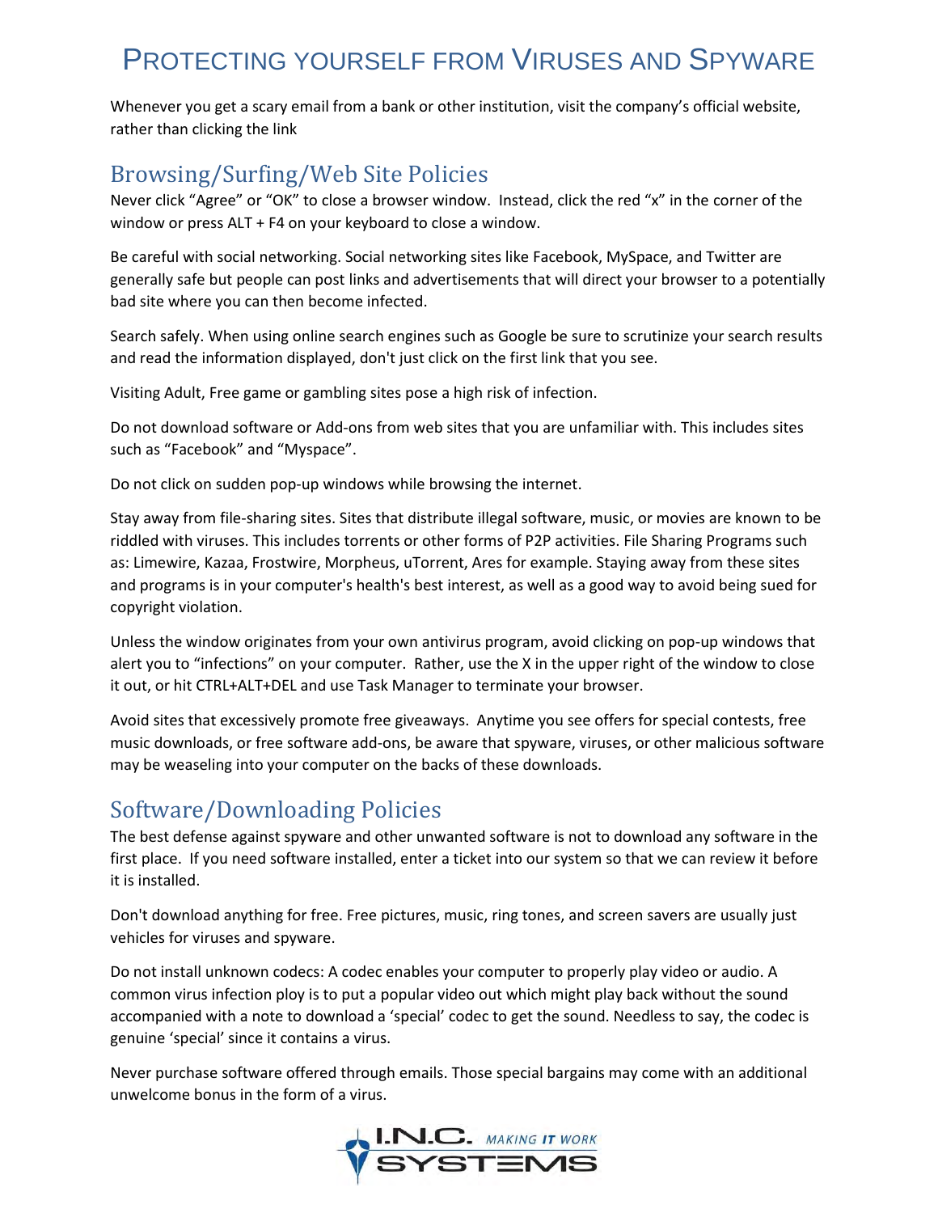# Protecting yourself from Viruses and Spyware

Whenever you get a scary email from a bank or other institution, visit the company's official website, rather than clicking the link

## Browsing/Surfing/Web Site Policies

Never click "Agree" or "OK" to close a browser window. Instead, click the red "x" in the corner of the window or press ALT + F4 on your keyboard to close a window.

Be careful with social networking. Social networking sites like Facebook, MySpace, and Twitter are generally safe but people can post links and advertisements that will direct your browser to a potentially bad site where you can then become infected.

Search safely. When using online search engines such as Google be sure to scrutinize your search results and read the information displayed, don't just click on the first link that you see.

Visiting Adult, Free game or gambling sites pose a high risk of infection.

Do not download software or Add-ons from web sites that you are unfamiliar with. This includes sites such as "Facebook" and "Myspace".

Do not click on sudden pop-up windows while browsing the internet.

Stay away from file-sharing sites. Sites that distribute illegal software, music, or movies are known to be riddled with viruses. This includes torrents or other forms of P2P activities. File Sharing Programs such as: Limewire, Kazaa, Frostwire, Morpheus, uTorrent, Ares for example. Staying away from these sites and programs is in your computer's health's best interest, as well as a good way to avoid being sued for copyright violation.

Unless the window originates from your own antivirus program, avoid clicking on pop-up windows that alert you to "infections" on your computer. Rather, use the X in the upper right of the window to close it out, or hit CTRL+ALT+DEL and use Task Manager to terminate your browser.

Avoid sites that excessively promote free giveaways. Anytime you see offers for special contests, free music downloads, or free software add-ons, be aware that spyware, viruses, or other malicious software may be weaseling into your computer on the backs of these downloads.

## Software/Downloading Policies

The best defense against spyware and other unwanted software is not to download any software in the first place. If you need software installed, enter a ticket into our system so that we can review it before it is installed.

Don't download anything for free. Free pictures, music, ring tones, and screen savers are usually just vehicles for viruses and spyware.

Do not install unknown codecs: A codec enables your computer to properly play video or audio. A common virus infection ploy is to put a popular video out which might play back without the sound accompanied with a note to download a 'special' codec to get the sound. Needless to say, the codec is genuine 'special' since it contains a virus.

Never purchase software offered through emails. Those special bargains may come with an additional unwelcome bonus in the form of a virus.

I.N.C. SYSTEMS MAKING IT WORK